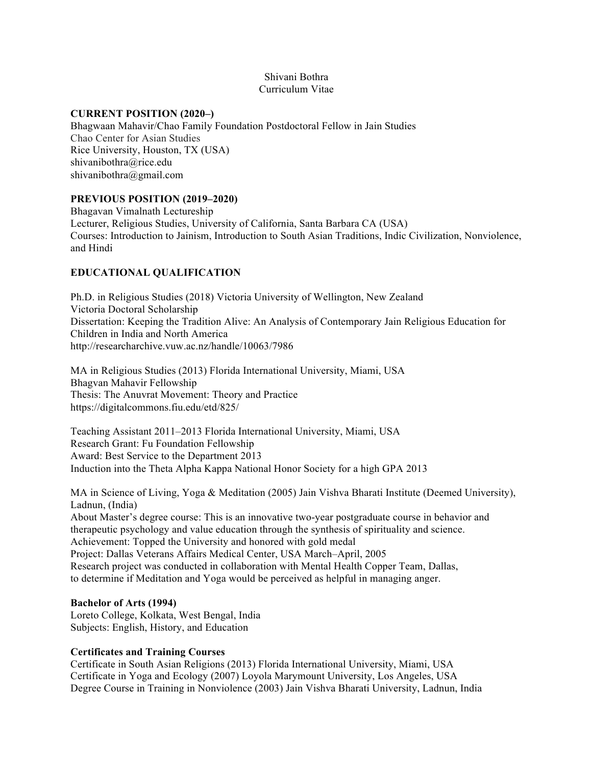Shivani Bothra
Curriculum Vitae

**CURRENT POSITION (2020–)**
Bhagwaan Mahavir/Chao Family Foundation Postdoctoral Fellow in Jain Studies
Chao Center for Asian Studies
Rice University, Houston, TX (USA)
shivanibothra@rice.edu
shivanibothra@gmail.com

**PREVIOUS POSITION (2019–2020)**
Bhagavan Vimalnath Lectureship
Lecturer, Religious Studies, University of California, Santa Barbara CA (USA)
Courses: Introduction to Jainism, Introduction to South Asian Traditions, Indic Civilization, Nonviolence, and Hindi

**EDUCATIONAL QUALIFICATION**

Ph.D. in Religious Studies (2018) Victoria University of Wellington, New Zealand
Victoria Doctoral Scholarship
Dissertation: Keeping the Tradition Alive: An Analysis of Contemporary Jain Religious Education for Children in India and North America
http://researcharchive.vuw.ac.nz/handle/10063/7986

MA in Religious Studies (2013) Florida International University, Miami, USA
Bhagvan Mahavir Fellowship
Thesis: The Anuvrat Movement: Theory and Practice
https://digitalcommons.fiu.edu/etd/825/

Teaching Assistant 2011–2013 Florida International University, Miami, USA
Research Grant: Fu Foundation Fellowship
Award: Best Service to the Department 2013
Induction into the Theta Alpha Kappa National Honor Society for a high GPA 2013

MA in Science of Living, Yoga & Meditation (2005) Jain Vishva Bharati Institute (Deemed University), Ladnun, (India)
About Master's degree course: This is an innovative two-year postgraduate course in behavior and therapeutic psychology and value education through the synthesis of spirituality and science.
Achievement: Topped the University and honored with gold medal
Project: Dallas Veterans Affairs Medical Center, USA March–April, 2005
Research project was conducted in collaboration with Mental Health Copper Team, Dallas, to determine if Meditation and Yoga would be perceived as helpful in managing anger.

**Bachelor of Arts (1994)**
Loreto College, Kolkata, West Bengal, India
Subjects: English, History, and Education

**Certificates and Training Courses**
Certificate in South Asian Religions (2013) Florida International University, Miami, USA
Certificate in Yoga and Ecology (2007) Loyola Marymount University, Los Angeles, USA
Degree Course in Training in Nonviolence (2003) Jain Vishva Bharati University, Ladnun, India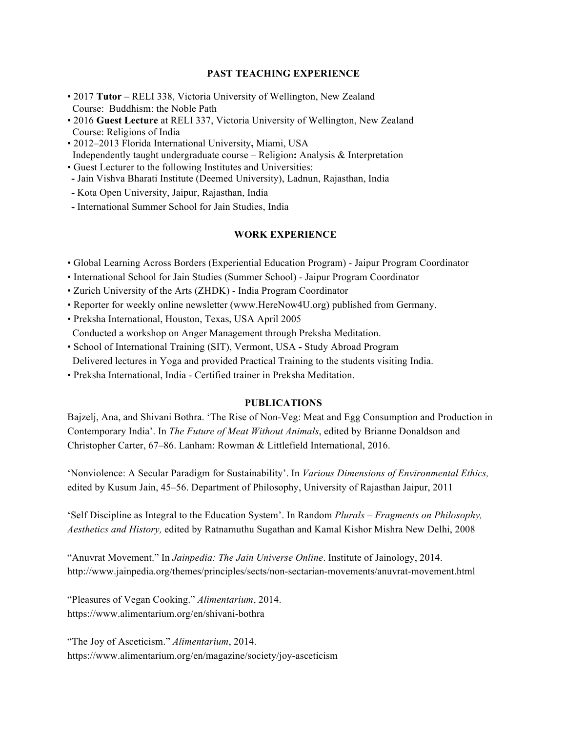## PAST TEACHING EXPERIENCE

- 2017 **Tutor** – RELI 338, Victoria University of Wellington, New Zealand
  Course: Buddhism: the Noble Path
- 2016 **Guest Lecture** at RELI 337, Victoria University of Wellington, New Zealand
  Course: Religions of India
- 2012–2013 Florida International University**,** Miami, USA
  Independently taught undergraduate course – Religion**:** Analysis & Interpretation
- Guest Lecturer to the following Institutes and Universities:
  - Jain Vishva Bharati Institute (Deemed University), Ladnun, Rajasthan, India
  - Kota Open University, Jaipur, Rajasthan, India
  - International Summer School for Jain Studies, India

## WORK EXPERIENCE

- Global Learning Across Borders (Experiential Education Program) - Jaipur Program Coordinator
- International School for Jain Studies (Summer School) - Jaipur Program Coordinator
- Zurich University of the Arts (ZHDK) - India Program Coordinator
- Reporter for weekly online newsletter (www.HereNow4U.org) published from Germany.
- Preksha International, Houston, Texas, USA April 2005
  Conducted a workshop on Anger Management through Preksha Meditation.
- School of International Training (SIT), Vermont, USA **-** Study Abroad Program
  Delivered lectures in Yoga and provided Practical Training to the students visiting India.
- Preksha International, India - Certified trainer in Preksha Meditation.

## PUBLICATIONS

Bajzelj, Ana, and Shivani Bothra. 'The Rise of Non-Veg: Meat and Egg Consumption and Production in Contemporary India'. In *The Future of Meat Without Animals*, edited by Brianne Donaldson and Christopher Carter, 67–86. Lanham: Rowman & Littlefield International, 2016.

'Nonviolence: A Secular Paradigm for Sustainability'. In *Various Dimensions of Environmental Ethics,* edited by Kusum Jain, 45–56. Department of Philosophy, University of Rajasthan Jaipur, 2011

'Self Discipline as Integral to the Education System'. In Random *Plurals – Fragments on Philosophy, Aesthetics and History,* edited by Ratnamuthu Sugathan and Kamal Kishor Mishra New Delhi, 2008

"Anuvrat Movement." In *Jainpedia: The Jain Universe Online*. Institute of Jainology, 2014.
http://www.jainpedia.org/themes/principles/sects/non-sectarian-movements/anuvrat-movement.html

"Pleasures of Vegan Cooking." *Alimentarium*, 2014.
https://www.alimentarium.org/en/shivani-bothra

"The Joy of Asceticism." *Alimentarium*, 2014.
https://www.alimentarium.org/en/magazine/society/joy-asceticism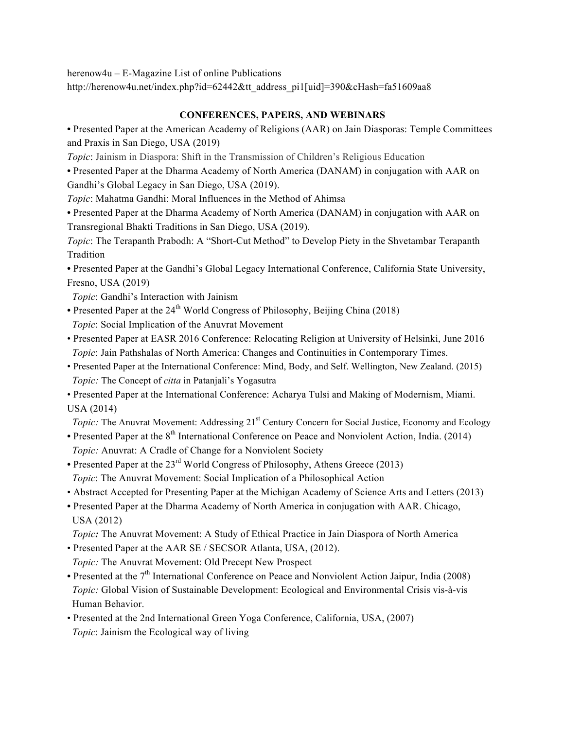herenow4u – E-Magazine List of online Publications
http://herenow4u.net/index.php?id=62442&tt_address_pi1[uid]=390&cHash=fa51609aa8

## CONFERENCES, PAPERS, AND WEBINARS

- Presented Paper at the American Academy of Religions (AAR) on Jain Diasporas: Temple Committees and Praxis in San Diego, USA (2019)
  *Topic*: Jainism in Diaspora: Shift in the Transmission of Children's Religious Education
- Presented Paper at the Dharma Academy of North America (DANAM) in conjugation with AAR on Gandhi's Global Legacy in San Diego, USA (2019).
  *Topic*: Mahatma Gandhi: Moral Influences in the Method of Ahimsa
- Presented Paper at the Dharma Academy of North America (DANAM) in conjugation with AAR on Transregional Bhakti Traditions in San Diego, USA (2019).
  *Topic*: The Terapanth Prabodh: A "Short-Cut Method" to Develop Piety in the Shvetambar Terapanth Tradition
- Presented Paper at the Gandhi's Global Legacy International Conference, California State University, Fresno, USA (2019)
  *Topic*: Gandhi's Interaction with Jainism
- Presented Paper at the 24th World Congress of Philosophy, Beijing China (2018)
  *Topic*: Social Implication of the Anuvrat Movement
- Presented Paper at EASR 2016 Conference: Relocating Religion at University of Helsinki, June 2016
  *Topic*: Jain Pathshalas of North America: Changes and Continuities in Contemporary Times.
- Presented Paper at the International Conference: Mind, Body, and Self. Wellington, New Zealand. (2015)
  *Topic:* The Concept of *citta* in Patanjali's Yogasutra
- Presented Paper at the International Conference: Acharya Tulsi and Making of Modernism, Miami. USA (2014)
  *Topic:* The Anuvrat Movement: Addressing 21st Century Concern for Social Justice, Economy and Ecology
- Presented Paper at the 8th International Conference on Peace and Nonviolent Action, India. (2014)
  *Topic:* Anuvrat: A Cradle of Change for a Nonviolent Society
- Presented Paper at the 23rd World Congress of Philosophy, Athens Greece (2013)
  *Topic*: The Anuvrat Movement: Social Implication of a Philosophical Action
- Abstract Accepted for Presenting Paper at the Michigan Academy of Science Arts and Letters (2013)
- Presented Paper at the Dharma Academy of North America in conjugation with AAR. Chicago, USA (2012)
  *Topic:* The Anuvrat Movement: A Study of Ethical Practice in Jain Diaspora of North America
- Presented Paper at the AAR SE / SECSOR Atlanta, USA, (2012).
  *Topic:* The Anuvrat Movement: Old Precept New Prospect
- Presented at the 7th International Conference on Peace and Nonviolent Action Jaipur, India (2008)
  *Topic:* Global Vision of Sustainable Development: Ecological and Environmental Crisis vis-à-vis Human Behavior.
- Presented at the 2nd International Green Yoga Conference, California, USA, (2007)
  *Topic*: Jainism the Ecological way of living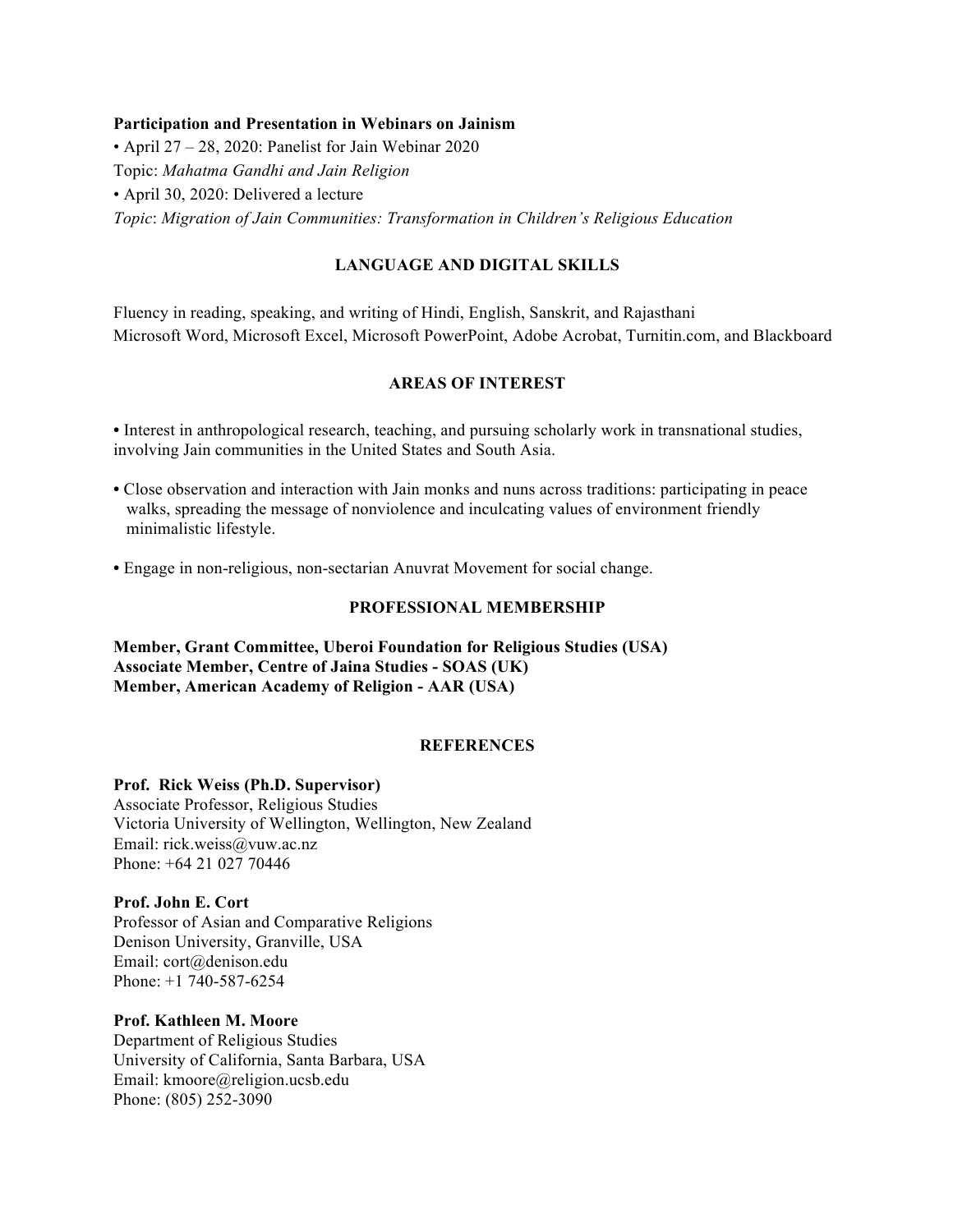**Participation and Presentation in Webinars on Jainism**

• April 27 – 28, 2020: Panelist for Jain Webinar 2020
Topic: *Mahatma Gandhi and Jain Religion*

• April 30, 2020: Delivered a lecture
*Topic*: *Migration of Jain Communities: Transformation in Children's Religious Education*

## LANGUAGE AND DIGITAL SKILLS

Fluency in reading, speaking, and writing of Hindi, English, Sanskrit, and Rajasthani
Microsoft Word, Microsoft Excel, Microsoft PowerPoint, Adobe Acrobat, Turnitin.com, and Blackboard

## AREAS OF INTEREST

• Interest in anthropological research, teaching, and pursuing scholarly work in transnational studies, involving Jain communities in the United States and South Asia.

• Close observation and interaction with Jain monks and nuns across traditions: participating in peace walks, spreading the message of nonviolence and inculcating values of environment friendly minimalistic lifestyle.

• Engage in non-religious, non-sectarian Anuvrat Movement for social change.

## PROFESSIONAL MEMBERSHIP

**Member, Grant Committee, Uberoi Foundation for Religious Studies (USA)**
**Associate Member, Centre of Jaina Studies - SOAS (UK)**
**Member, American Academy of Religion - AAR (USA)**

## REFERENCES

**Prof. Rick Weiss (Ph.D. Supervisor)**
Associate Professor, Religious Studies
Victoria University of Wellington, Wellington, New Zealand
Email: rick.weiss@vuw.ac.nz
Phone: +64 21 027 70446

**Prof. John E. Cort**
Professor of Asian and Comparative Religions
Denison University, Granville, USA
Email: cort@denison.edu
Phone: +1 740-587-6254

**Prof. Kathleen M. Moore**
Department of Religious Studies
University of California, Santa Barbara, USA
Email: kmoore@religion.ucsb.edu
Phone: (805) 252-3090